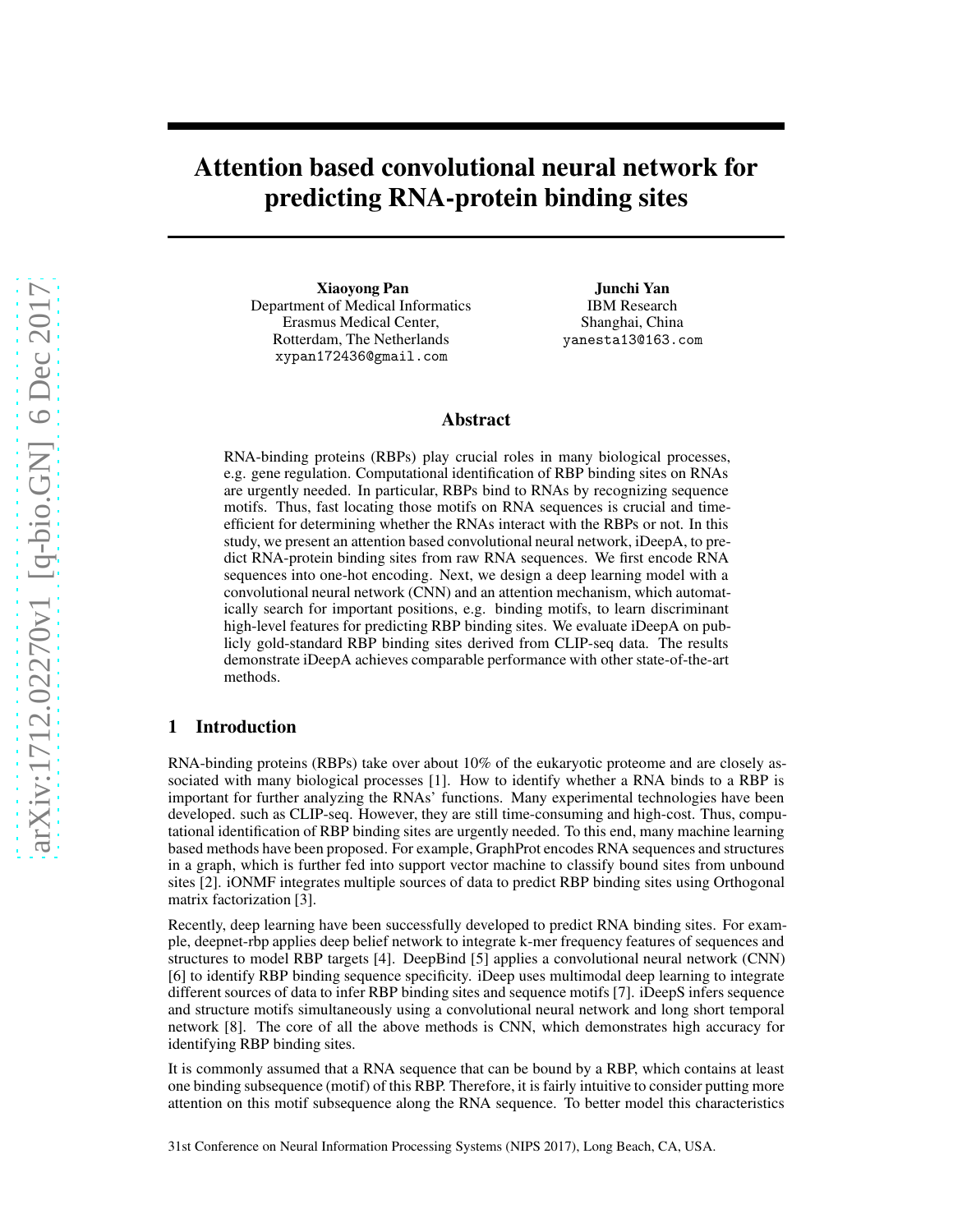# Attention based convolutional neural network for predicting RNA-protein binding sites

**Xiaoyong Pan**
Department of Medical Informatics
Erasmus Medical Center,
Rotterdam, The Netherlands
xypan172436@gmail.com

**Junchi Yan**
IBM Research
Shanghai, China
yanesta13@163.com

## Abstract

RNA-binding proteins (RBPs) play crucial roles in many biological processes, e.g. gene regulation. Computational identification of RBP binding sites on RNAs are urgently needed. In particular, RBPs bind to RNAs by recognizing sequence motifs. Thus, fast locating those motifs on RNA sequences is crucial and time-efficient for determining whether the RNAs interact with the RBPs or not. In this study, we present an attention based convolutional neural network, iDeepA, to predict RNA-protein binding sites from raw RNA sequences. We first encode RNA sequences into one-hot encoding. Next, we design a deep learning model with a convolutional neural network (CNN) and an attention mechanism, which automatically search for important positions, e.g. binding motifs, to learn discriminant high-level features for predicting RBP binding sites. We evaluate iDeepA on publicly gold-standard RBP binding sites derived from CLIP-seq data. The results demonstrate iDeepA achieves comparable performance with other state-of-the-art methods.

## 1 Introduction

RNA-binding proteins (RBPs) take over about 10% of the eukaryotic proteome and are closely associated with many biological processes [1]. How to identify whether a RNA binds to a RBP is important for further analyzing the RNAs' functions. Many experimental technologies have been developed. such as CLIP-seq. However, they are still time-consuming and high-cost. Thus, computational identification of RBP binding sites are urgently needed. To this end, many machine learning based methods have been proposed. For example, GraphProt encodes RNA sequences and structures in a graph, which is further fed into support vector machine to classify bound sites from unbound sites [2]. iONMF integrates multiple sources of data to predict RBP binding sites using Orthogonal matrix factorization [3].

Recently, deep learning have been successfully developed to predict RNA binding sites. For example, deepnet-rbp applies deep belief network to integrate k-mer frequency features of sequences and structures to model RBP targets [4]. DeepBind [5] applies a convolutional neural network (CNN) [6] to identify RBP binding sequence specificity. iDeep uses multimodal deep learning to integrate different sources of data to infer RBP binding sites and sequence motifs [7]. iDeepS infers sequence and structure motifs simultaneously using a convolutional neural network and long short temporal network [8]. The core of all the above methods is CNN, which demonstrates high accuracy for identifying RBP binding sites.

It is commonly assumed that a RNA sequence that can be bound by a RBP, which contains at least one binding subsequence (motif) of this RBP. Therefore, it is fairly intuitive to consider putting more attention on this motif subsequence along the RNA sequence. To better model this characteristics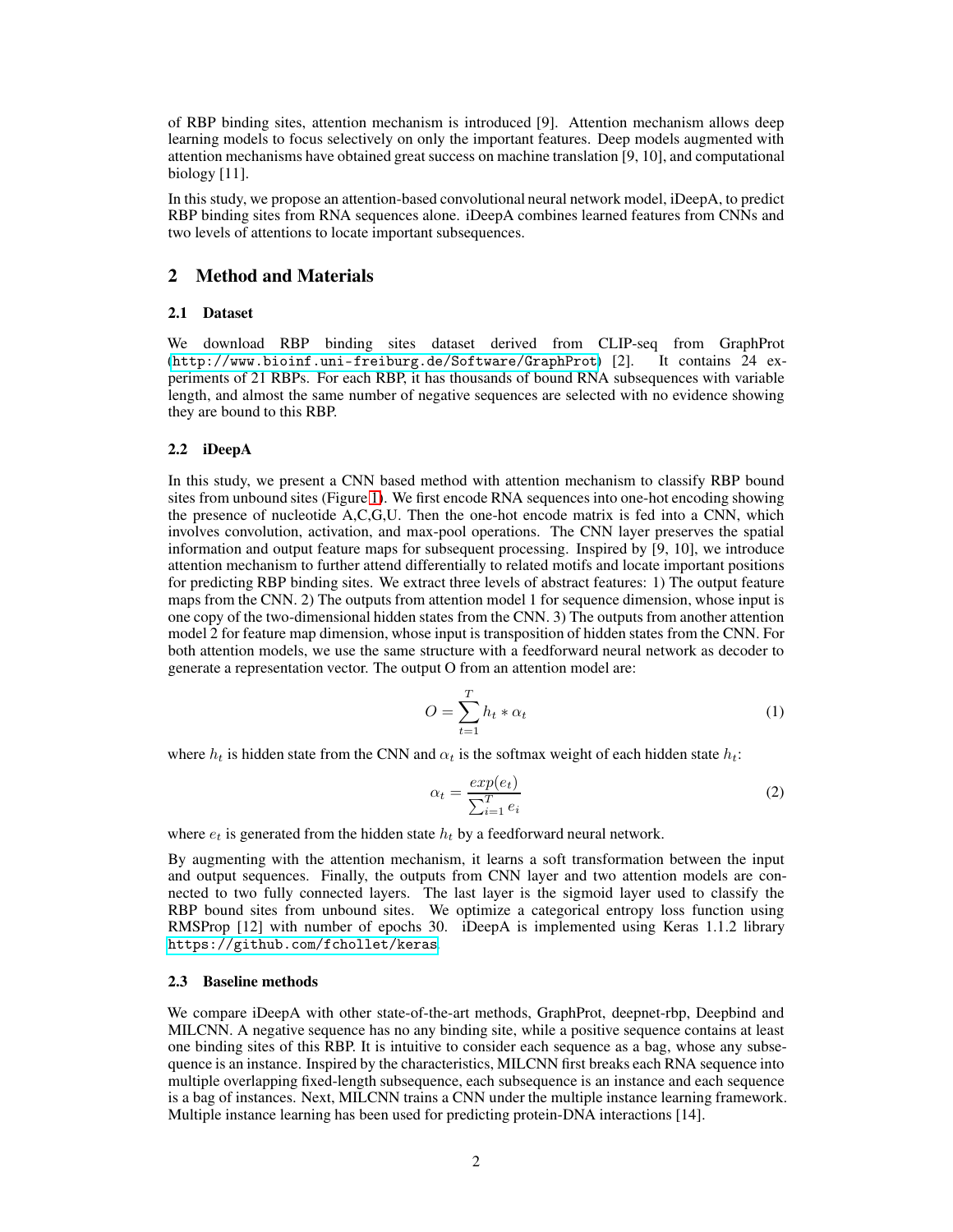of RBP binding sites, attention mechanism is introduced [9]. Attention mechanism allows deep learning models to focus selectively on only the important features. Deep models augmented with attention mechanisms have obtained great success on machine translation [9, 10], and computational biology [11].

In this study, we propose an attention-based convolutional neural network model, iDeepA, to predict RBP binding sites from RNA sequences alone. iDeepA combines learned features from CNNs and two levels of attentions to locate important subsequences.

## 2 Method and Materials

### 2.1 Dataset

We download RBP binding sites dataset derived from CLIP-seq from GraphProt (http://www.bioinf.uni-freiburg.de/Software/GraphProt) [2]. It contains 24 experiments of 21 RBPs. For each RBP, it has thousands of bound RNA subsequences with variable length, and almost the same number of negative sequences are selected with no evidence showing they are bound to this RBP.

### 2.2 iDeepA

In this study, we present a CNN based method with attention mechanism to classify RBP bound sites from unbound sites (Figure 1). We first encode RNA sequences into one-hot encoding showing the presence of nucleotide A,C,G,U. Then the one-hot encode matrix is fed into a CNN, which involves convolution, activation, and max-pool operations. The CNN layer preserves the spatial information and output feature maps for subsequent processing. Inspired by [9, 10], we introduce attention mechanism to further attend differentially to related motifs and locate important positions for predicting RBP binding sites. We extract three levels of abstract features: 1) The output feature maps from the CNN. 2) The outputs from attention model 1 for sequence dimension, whose input is one copy of the two-dimensional hidden states from the CNN. 3) The outputs from another attention model 2 for feature map dimension, whose input is transposition of hidden states from the CNN. For both attention models, we use the same structure with a feedforward neural network as decoder to generate a representation vector. The output O from an attention model are:

$$O = \sum_{t=1}^{T} h_t * \alpha_t \tag{1}$$

where $h_t$ is hidden state from the CNN and $\alpha_t$ is the softmax weight of each hidden state $h_t$:

$$\alpha_t = \frac{exp(e_t)}{\sum_{i=1}^{T} e_i} \tag{2}$$

where $e_t$ is generated from the hidden state $h_t$ by a feedforward neural network.

By augmenting with the attention mechanism, it learns a soft transformation between the input and output sequences. Finally, the outputs from CNN layer and two attention models are connected to two fully connected layers. The last layer is the sigmoid layer used to classify the RBP bound sites from unbound sites. We optimize a categorical entropy loss function using RMSProp [12] with number of epochs 30. iDeepA is implemented using Keras 1.1.2 library https://github.com/fchollet/keras.

### 2.3 Baseline methods

We compare iDeepA with other state-of-the-art methods, GraphProt, deepnet-rbp, Deepbind and MILCNN. A negative sequence has no any binding site, while a positive sequence contains at least one binding sites of this RBP. It is intuitive to consider each sequence as a bag, whose any subsequence is an instance. Inspired by the characteristics, MILCNN first breaks each RNA sequence into multiple overlapping fixed-length subsequence, each subsequence is an instance and each sequence is a bag of instances. Next, MILCNN trains a CNN under the multiple instance learning framework. Multiple instance learning has been used for predicting protein-DNA interactions [14].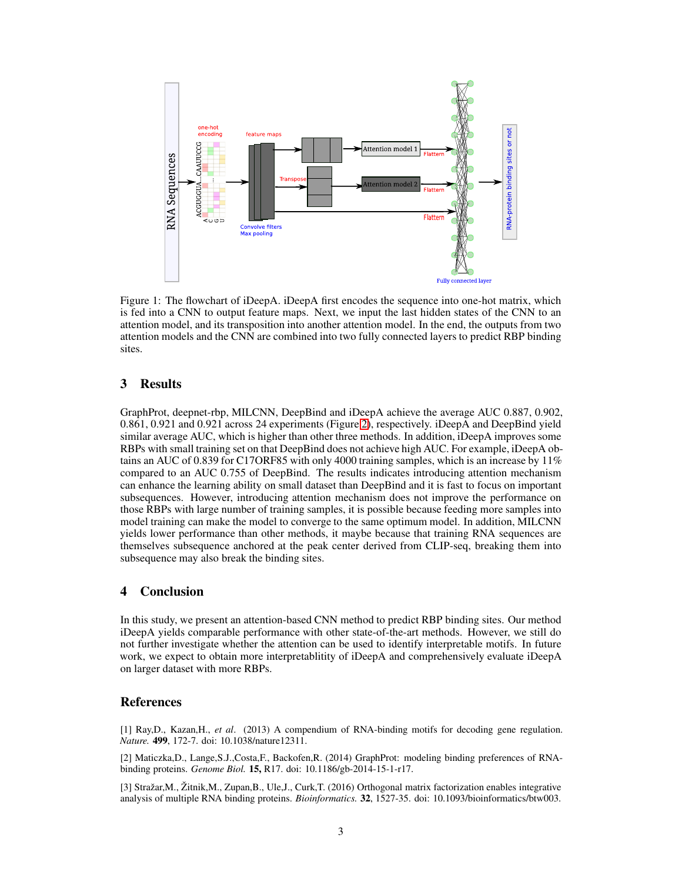Figure 1: The flowchart of iDeepA. iDeepA first encodes the sequence into one-hot matrix, which is fed into a CNN to output feature maps. Next, we input the last hidden states of the CNN to an attention model, and its transposition into another attention model. In the end, the outputs from two attention models and the CNN are combined into two fully connected layers to predict RBP binding sites.

## 3 Results

GraphProt, deepnet-rbp, MILCNN, DeepBind and iDeepA achieve the average AUC 0.887, 0.902, 0.861, 0.921 and 0.921 across 24 experiments (Figure 2), respectively. iDeepA and DeepBind yield similar average AUC, which is higher than other three methods. In addition, iDeepA improves some RBPs with small training set on that DeepBind does not achieve high AUC. For example, iDeepA obtains an AUC of 0.839 for C17ORF85 with only 4000 training samples, which is an increase by 11% compared to an AUC 0.755 of DeepBind. The results indicates introducing attention mechanism can enhance the learning ability on small dataset than DeepBind and it is fast to focus on important subsequences. However, introducing attention mechanism does not improve the performance on those RBPs with large number of training samples, it is possible because feeding more samples into model training can make the model to converge to the same optimum model. In addition, MILCNN yields lower performance than other methods, it maybe because that training RNA sequences are themselves subsequence anchored at the peak center derived from CLIP-seq, breaking them into subsequence may also break the binding sites.

## 4 Conclusion

In this study, we present an attention-based CNN method to predict RBP binding sites. Our method iDeepA yields comparable performance with other state-of-the-art methods. However, we still do not further investigate whether the attention can be used to identify interpretable motifs. In future work, we expect to obtain more interpretablitity of iDeepA and comprehensively evaluate iDeepA on larger dataset with more RBPs.

## References

[1] Ray,D., Kazan,H., *et al*. (2013) A compendium of RNA-binding motifs for decoding gene regulation. *Nature.* **499**, 172-7. doi: 10.1038/nature12311.

[2] Maticzka,D., Lange,S.J.,Costa,F., Backofen,R. (2014) GraphProt: modeling binding preferences of RNA-binding proteins. *Genome Biol.* **15,** R17. doi: 10.1186/gb-2014-15-1-r17.

[3] Stražar,M., Žitnik,M., Zupan,B., Ule,J., Curk,T. (2016) Orthogonal matrix factorization enables integrative analysis of multiple RNA binding proteins. *Bioinformatics.* **32**, 1527-35. doi: 10.1093/bioinformatics/btw003.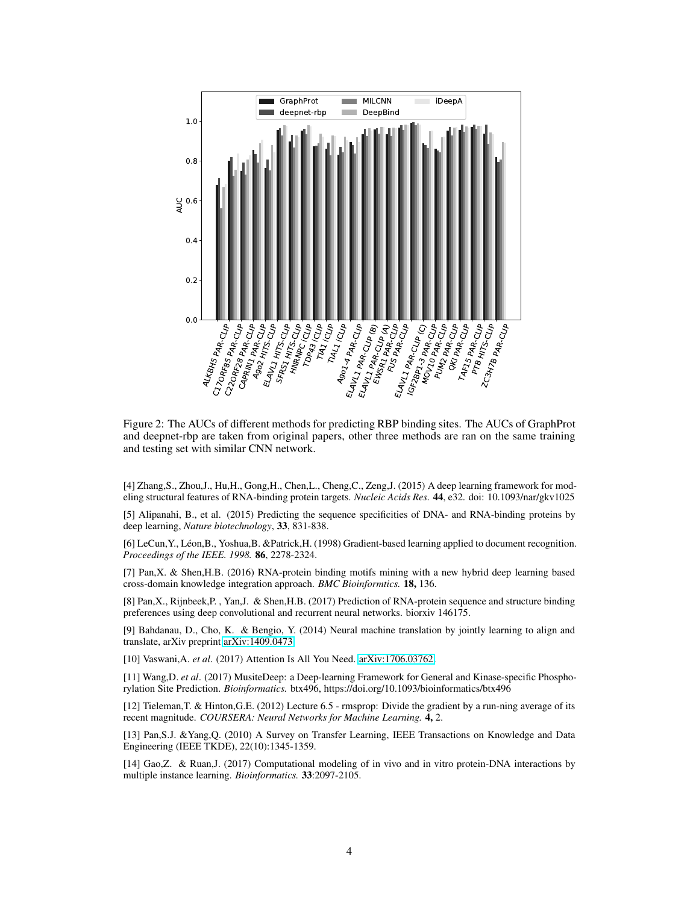GraphProt
deepnet-rbp
MILCNN
DeepBind
iDeepA

AUC

0.0
0.2
0.4
0.6
0.8
1.0

ALKBH5 PAR-CLIP
C17ORF85 PAR-CLIP
C22ORF28 PAR-CLIP
CAPRIN1 PAR-CLIP
Ago2 HITS-CLIP
ELAVL1 HITS-CLIP
SFRS1 HITS-CLIP
HNRNPC iCLIP
TDP43 iCLIP
TIA1 iCLIP
TIAL1 iCLIP
Ago1-4 PAR-CLIP
ELAVL1 PAR-CLIP (B)
ELAVL1 PAR-CLIP (A)
EWSR1 PAR-CLIP
FUS PAR-CLIP
ELAVL1 PAR-CLIP (C)
IGF2BP1-3 PAR-CLIP
MOV10 PAR-CLIP
PUM2 PAR-CLIP
QKI PAR-CLIP
TAF15 PAR-CLIP
PTB HITS-CLIP
ZC3H7B PAR-CLIP

Figure 2: The AUCs of different methods for predicting RBP binding sites. The AUCs of GraphProt and deepnet-rbp are taken from original papers, other three methods are ran on the same training and testing set with similar CNN network.

[4] Zhang,S., Zhou,J., Hu,H., Gong,H., Chen,L., Cheng,C., Zeng,J. (2015) A deep learning framework for modeling structural features of RNA-binding protein targets. *Nucleic Acids Res.* **44**, e32. doi: 10.1093/nar/gkv1025

[5] Alipanahi, B., et al. (2015) Predicting the sequence specificities of DNA- and RNA-binding proteins by deep learning, *Nature biotechnology*, **33**, 831-838.

[6] LeCun,Y., Léon,B., Yoshua,B. &Patrick,H. (1998) Gradient-based learning applied to document recognition. *Proceedings of the IEEE. 1998.* **86**, 2278-2324.

[7] Pan,X. & Shen,H.B. (2016) RNA-protein binding motifs mining with a new hybrid deep learning based cross-domain knowledge integration approach. *BMC Bioinformtics.* **18,** 136.

[8] Pan,X., Rijnbeek,P. , Yan,J. & Shen,H.B. (2017) Prediction of RNA-protein sequence and structure binding preferences using deep convolutional and recurrent neural networks. biorxiv 146175.

[9] Bahdanau, D., Cho, K. & Bengio, Y. (2014) Neural machine translation by jointly learning to align and translate, arXiv preprint arXiv:1409.0473

[10] Vaswani,A. *et al*. (2017) Attention Is All You Need. arXiv:1706.03762.

[11] Wang,D. *et al*. (2017) MusiteDeep: a Deep-learning Framework for General and Kinase-specific Phosphorylation Site Prediction. *Bioinformatics.* btx496, https://doi.org/10.1093/bioinformatics/btx496

[12] Tieleman,T. & Hinton,G.E. (2012) Lecture 6.5 - rmsprop: Divide the gradient by a run-ning average of its recent magnitude. *COURSERA: Neural Networks for Machine Learning.* **4,** 2.

[13] Pan,S.J. &Yang,Q. (2010) A Survey on Transfer Learning, IEEE Transactions on Knowledge and Data Engineering (IEEE TKDE), 22(10):1345-1359.

[14] Gao,Z. & Ruan,J. (2017) Computational modeling of in vivo and in vitro protein-DNA interactions by multiple instance learning. *Bioinformatics.* **33**:2097-2105.